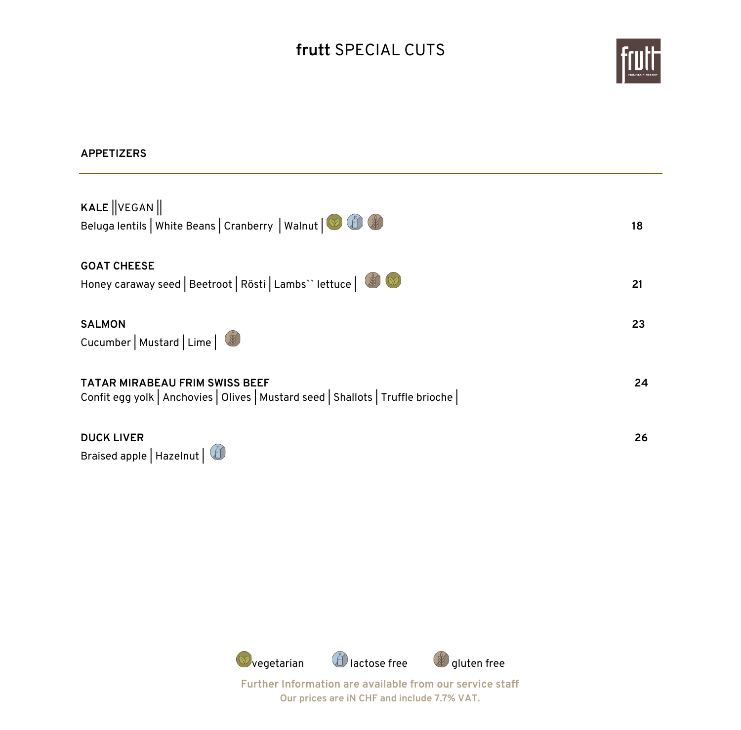# **frutt** SPECIAL CUTS

## APPETIZERS

**KALE** ||VEGAN||
Beluga lentils | White Beans | Cranberry | Walnut | (vegetarian) (lactose free) (gluten free) — **18**

**GOAT CHEESE**
Honey caraway seed | Beetroot | Rösti | Lambs`` lettuce | (gluten free) (vegetarian) — **21**

**SALMON** — **23**
Cucumber | Mustard | Lime | (gluten free)

**TATAR MIRABEAU FRIM SWISS BEEF** — **24**
Confit egg yolk | Anchovies | Olives | Mustard seed | Shallots | Truffle brioche |

**DUCK LIVER** — **26**
Braised apple | Hazelnut | (lactose free)

vegetarian · lactose free · gluten free

Further Information are available from our service staff

Our prices are iN CHF and include 7.7% VAT.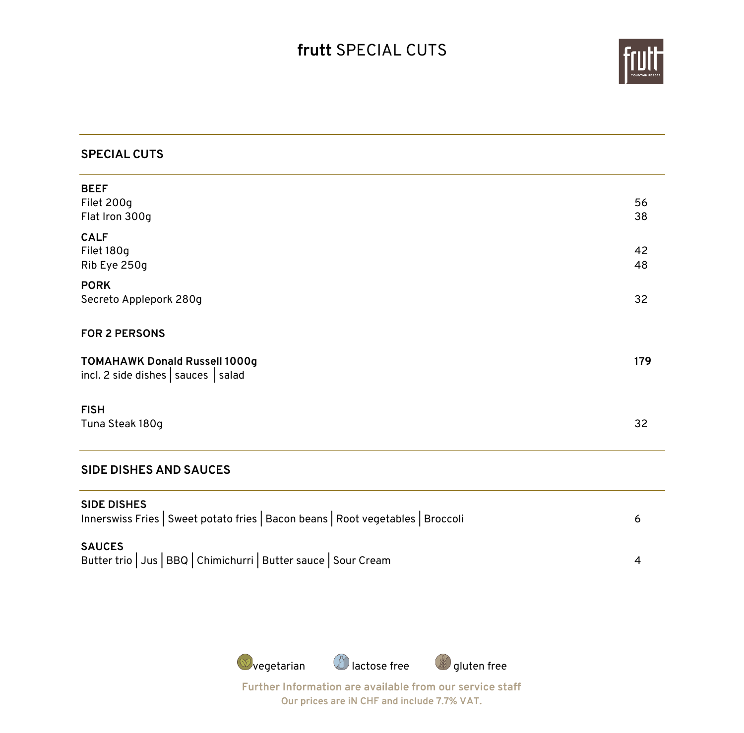# **frutt** SPECIAL CUTS

## SPECIAL CUTS

**BEEF**

| | |
|---|---|
| Filet 200g | 56 |
| Flat Iron 300g | 38 |

**CALF**

| | |
|---|---|
| Filet 180g | 42 |
| Rib Eye 250g | 48 |

**PORK**

| | |
|---|---|
| Secreto Applepork 280g | 32 |

**FOR 2 PERSONS**

| | |
|---|---|
| **TOMAHAWK Donald Russell 1000g** | **179** |
| incl. 2 side dishes \| sauces \| salad | |

**FISH**

| | |
|---|---|
| Tuna Steak 180g | 32 |

## SIDE DISHES AND SAUCES

**SIDE DISHES**

| | |
|---|---|
| Innerswiss Fries \| Sweet potato fries \| Bacon beans \| Root vegetables \| Broccoli | 6 |

**SAUCES**

| | |
|---|---|
| Butter trio \| Jus \| BBQ \| Chimichurri \| Butter sauce \| Sour Cream | 4 |

vegetarian lactose free gluten free

**Further Information are available from our service staff**

**Our prices are iN CHF and include 7.7% VAT.**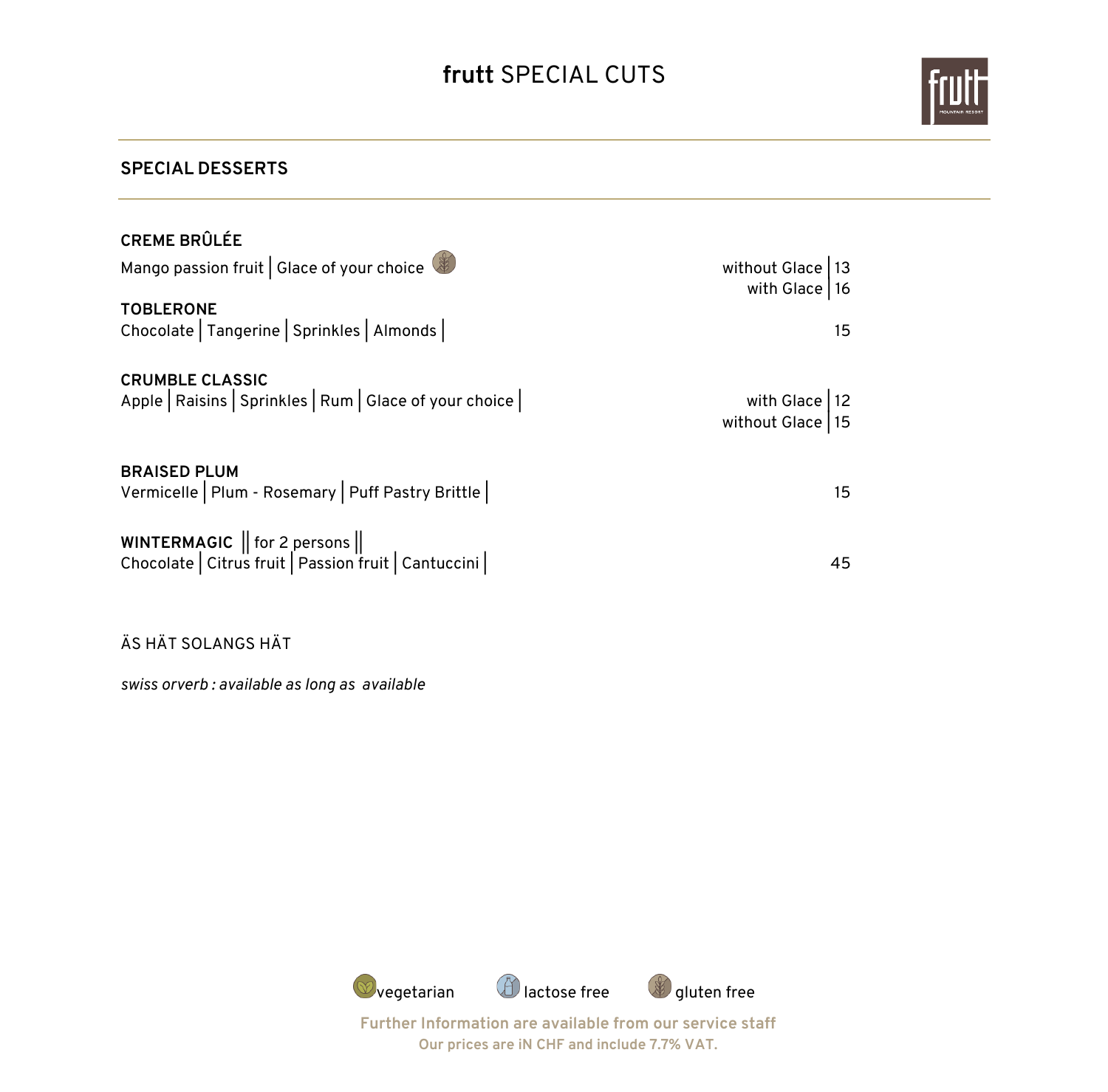# **frutt** SPECIAL CUTS

## SPECIAL DESSERTS

**CREME BRÛLÉE**
Mango passion fruit | Glace of your choice — without Glace | 13, with Glace | 16

**TOBLERONE**
Chocolate | Tangerine | Sprinkles | Almonds | — 15

**CRUMBLE CLASSIC**
Apple | Raisins | Sprinkles | Rum | Glace of your choice | — with Glace | 12, without Glace | 15

**BRAISED PLUM**
Vermicelle | Plum - Rosemary | Puff Pastry Brittle | — 15

**WINTERMAGIC** || for 2 persons ||
Chocolate | Citrus fruit | Passion fruit | Cantuccini | — 45

ÄS HÄT SOLANGS HÄT

*swiss orverb : available as long as available*

vegetarian lactose free gluten free

**Further Information are available from our service staff**
**Our prices are iN CHF and include 7.7% VAT.**